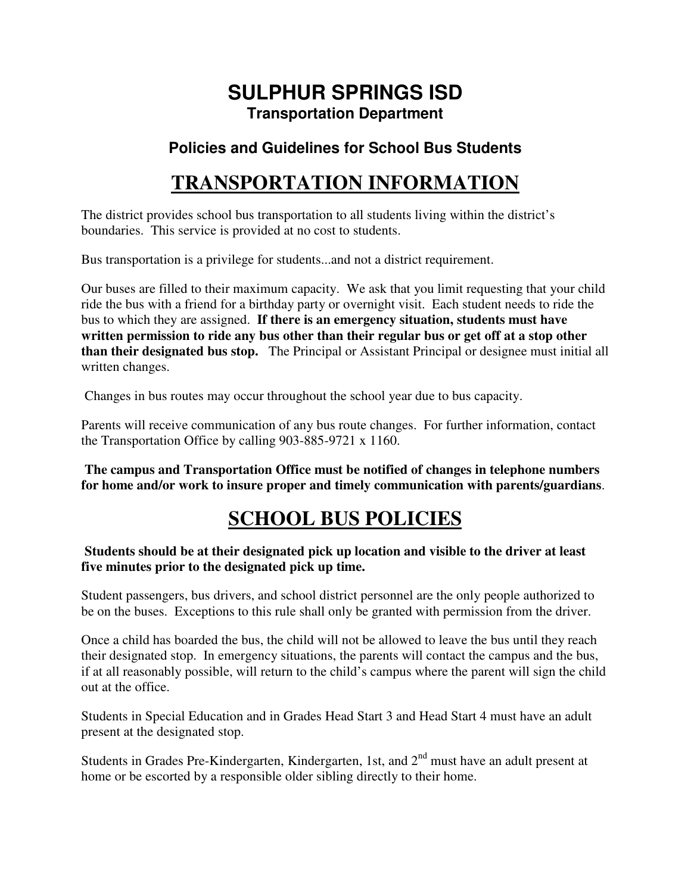# SULPHUR SPRINGS ISD

### Transportation Department

### Policies and Guidelines for School Bus Students

## TRANSPORTATION INFORMATION

The district provides school bus transportation to all students living within the district's boundaries. This service is provided at no cost to students.

Bus transportation is a privilege for students...and not a district requirement.

Our buses are filled to their maximum capacity. We ask that you limit requesting that your child ride the bus with a friend for a birthday party or overnight visit. Each student needs to ride the bus to which they are assigned. **If there is an emergency situation, students must have written permission to ride any bus other than their regular bus or get off at a stop other than their designated bus stop.** The Principal or Assistant Principal or designee must initial all written changes.

Changes in bus routes may occur throughout the school year due to bus capacity.

Parents will receive communication of any bus route changes. For further information, contact the Transportation Office by calling 903-885-9721 x 1160.

**The campus and Transportation Office must be notified of changes in telephone numbers for home and/or work to insure proper and timely communication with parents/guardians**.

## SCHOOL BUS POLICIES

**Students should be at their designated pick up location and visible to the driver at least five minutes prior to the designated pick up time.**

Student passengers, bus drivers, and school district personnel are the only people authorized to be on the buses. Exceptions to this rule shall only be granted with permission from the driver.

Once a child has boarded the bus, the child will not be allowed to leave the bus until they reach their designated stop. In emergency situations, the parents will contact the campus and the bus, if at all reasonably possible, will return to the child's campus where the parent will sign the child out at the office.

Students in Special Education and in Grades Head Start 3 and Head Start 4 must have an adult present at the designated stop.

Students in Grades Pre-Kindergarten, Kindergarten, 1st, and 2nd must have an adult present at home or be escorted by a responsible older sibling directly to their home.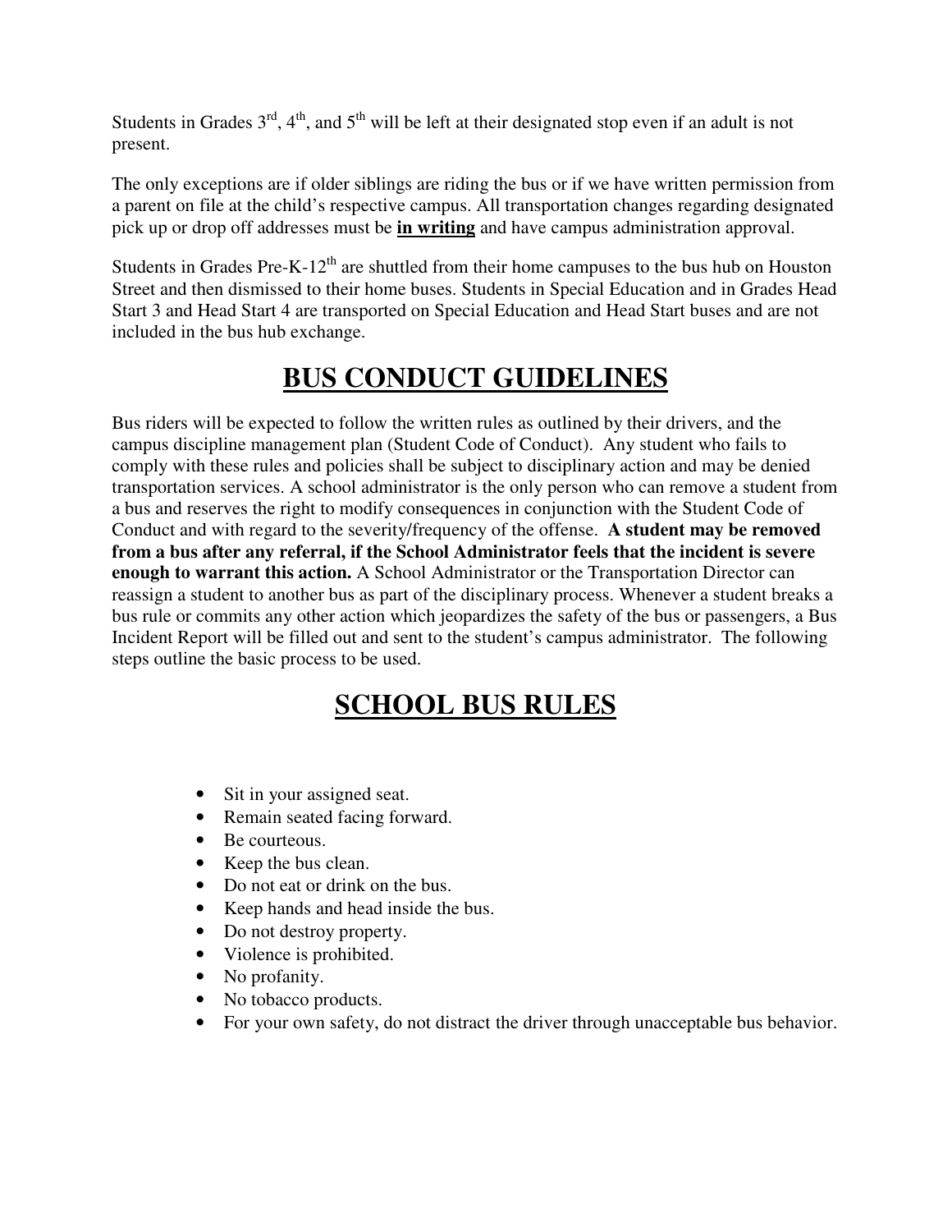Students in Grades 3rd, 4th, and 5th will be left at their designated stop even if an adult is not present.

The only exceptions are if older siblings are riding the bus or if we have written permission from a parent on file at the child's respective campus. All transportation changes regarding designated pick up or drop off addresses must be **<u>in writing</u>** and have campus administration approval.

Students in Grades Pre-K-12th are shuttled from their home campuses to the bus hub on Houston Street and then dismissed to their home buses. Students in Special Education and in Grades Head Start 3 and Head Start 4 are transported on Special Education and Head Start buses and are not included in the bus hub exchange.

# BUS CONDUCT GUIDELINES

Bus riders will be expected to follow the written rules as outlined by their drivers, and the campus discipline management plan (Student Code of Conduct). Any student who fails to comply with these rules and policies shall be subject to disciplinary action and may be denied transportation services. A school administrator is the only person who can remove a student from a bus and reserves the right to modify consequences in conjunction with the Student Code of Conduct and with regard to the severity/frequency of the offense. **A student may be removed from a bus after any referral, if the School Administrator feels that the incident is severe enough to warrant this action.** A School Administrator or the Transportation Director can reassign a student to another bus as part of the disciplinary process. Whenever a student breaks a bus rule or commits any other action which jeopardizes the safety of the bus or passengers, a Bus Incident Report will be filled out and sent to the student's campus administrator. The following steps outline the basic process to be used.

# SCHOOL BUS RULES

- Sit in your assigned seat.
- Remain seated facing forward.
- Be courteous.
- Keep the bus clean.
- Do not eat or drink on the bus.
- Keep hands and head inside the bus.
- Do not destroy property.
- Violence is prohibited.
- No profanity.
- No tobacco products.
- For your own safety, do not distract the driver through unacceptable bus behavior.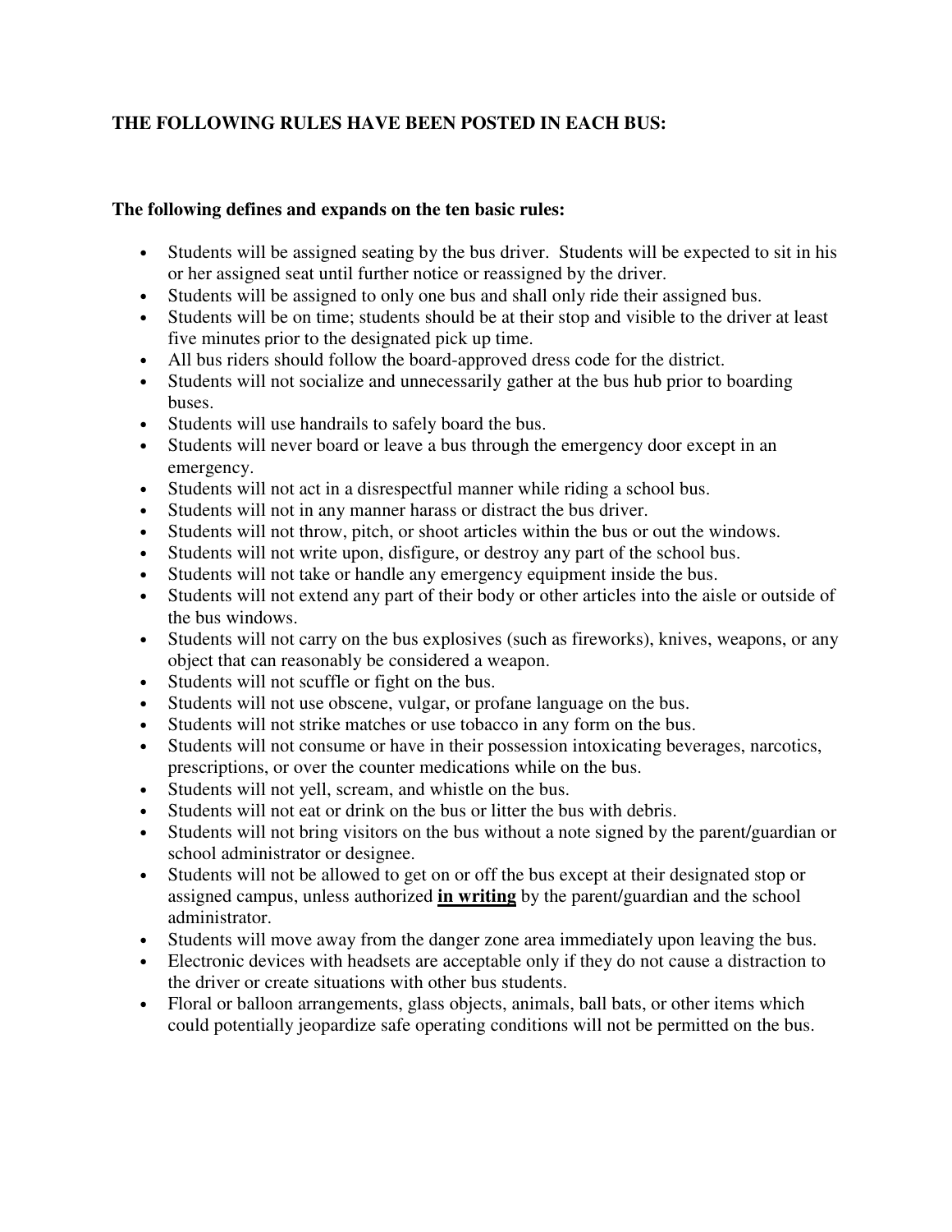**THE FOLLOWING RULES HAVE BEEN POSTED IN EACH BUS:**

**The following defines and expands on the ten basic rules:**

- Students will be assigned seating by the bus driver. Students will be expected to sit in his or her assigned seat until further notice or reassigned by the driver.
- Students will be assigned to only one bus and shall only ride their assigned bus.
- Students will be on time; students should be at their stop and visible to the driver at least five minutes prior to the designated pick up time.
- All bus riders should follow the board-approved dress code for the district.
- Students will not socialize and unnecessarily gather at the bus hub prior to boarding buses.
- Students will use handrails to safely board the bus.
- Students will never board or leave a bus through the emergency door except in an emergency.
- Students will not act in a disrespectful manner while riding a school bus.
- Students will not in any manner harass or distract the bus driver.
- Students will not throw, pitch, or shoot articles within the bus or out the windows.
- Students will not write upon, disfigure, or destroy any part of the school bus.
- Students will not take or handle any emergency equipment inside the bus.
- Students will not extend any part of their body or other articles into the aisle or outside of the bus windows.
- Students will not carry on the bus explosives (such as fireworks), knives, weapons, or any object that can reasonably be considered a weapon.
- Students will not scuffle or fight on the bus.
- Students will not use obscene, vulgar, or profane language on the bus.
- Students will not strike matches or use tobacco in any form on the bus.
- Students will not consume or have in their possession intoxicating beverages, narcotics, prescriptions, or over the counter medications while on the bus.
- Students will not yell, scream, and whistle on the bus.
- Students will not eat or drink on the bus or litter the bus with debris.
- Students will not bring visitors on the bus without a note signed by the parent/guardian or school administrator or designee.
- Students will not be allowed to get on or off the bus except at their designated stop or assigned campus, unless authorized **<u>in writing</u>** by the parent/guardian and the school administrator.
- Students will move away from the danger zone area immediately upon leaving the bus.
- Electronic devices with headsets are acceptable only if they do not cause a distraction to the driver or create situations with other bus students.
- Floral or balloon arrangements, glass objects, animals, ball bats, or other items which could potentially jeopardize safe operating conditions will not be permitted on the bus.